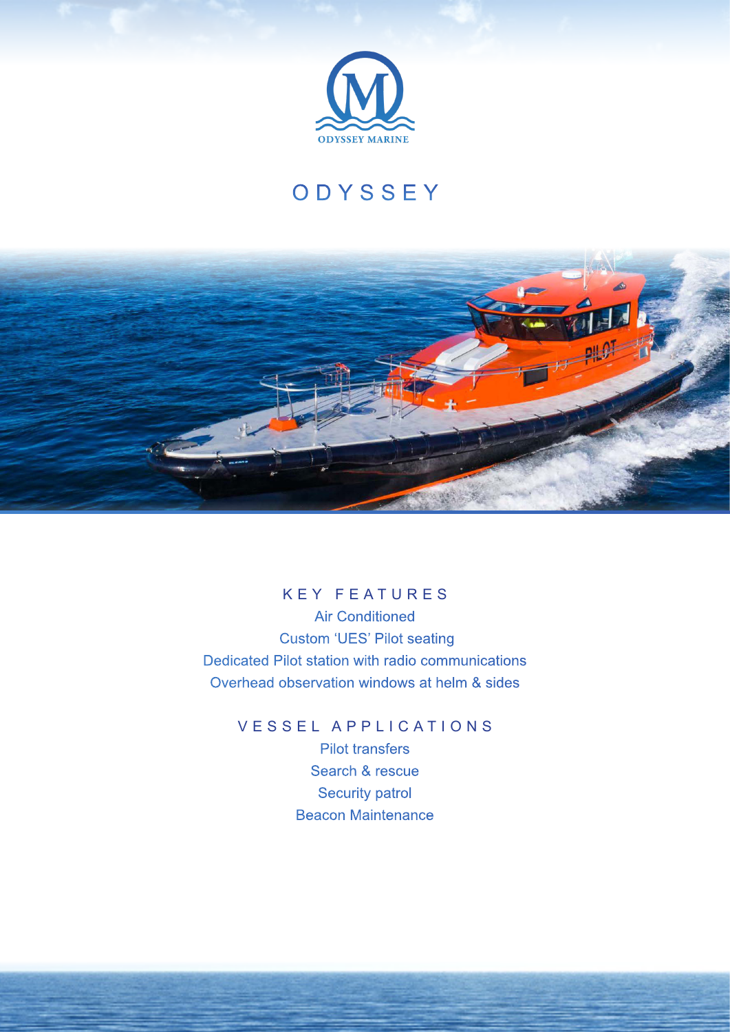ODYSSEY MARINE

# ODYSSEY

## KEY FEATURES

Air Conditioned

Custom 'UES' Pilot seating

Dedicated Pilot station with radio communications

Overhead observation windows at helm & sides

## VESSEL APPLICATIONS

Pilot transfers

Search & rescue

Security patrol

Beacon Maintenance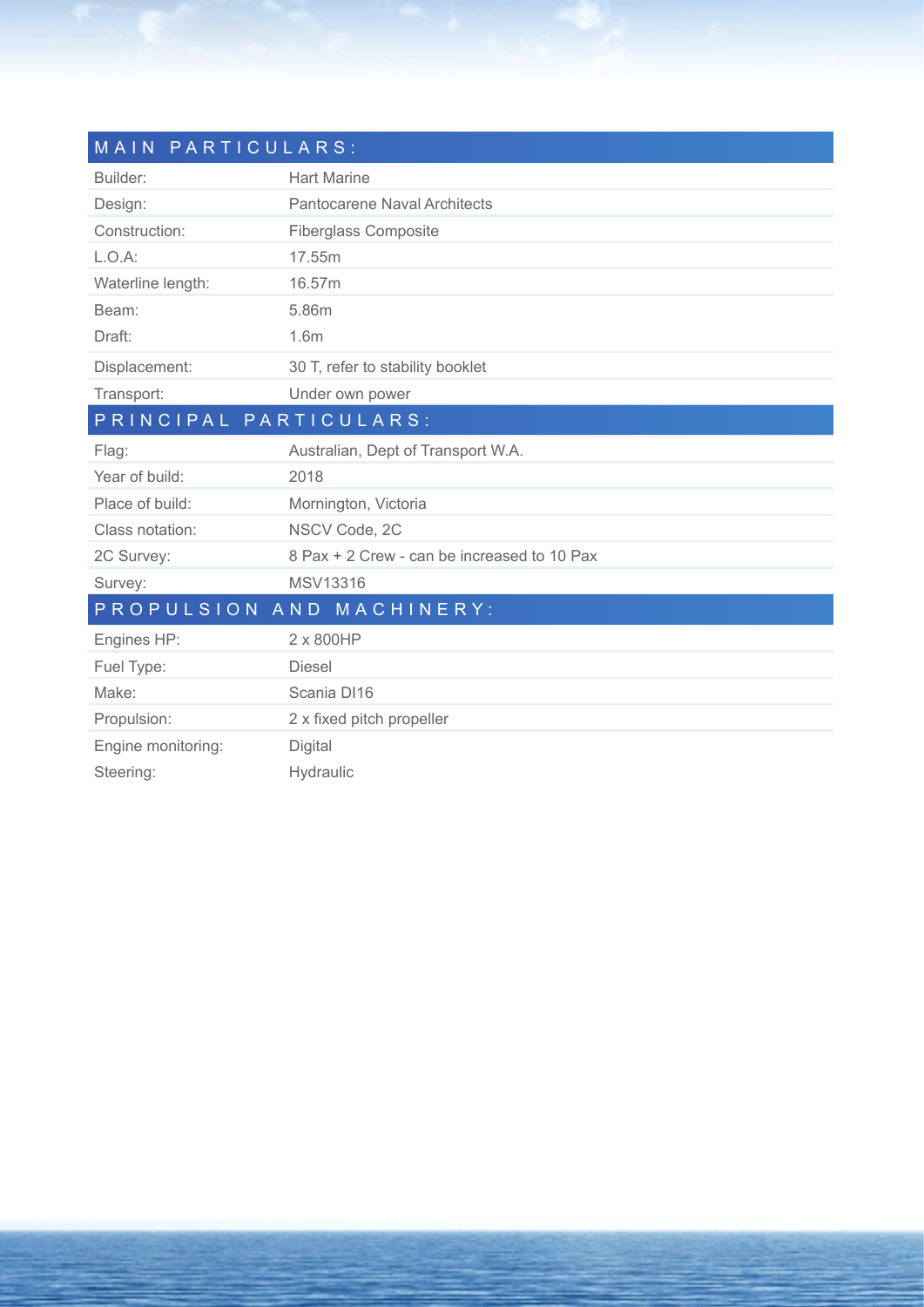## MAIN PARTICULARS:

| | |
|---|---|
| Builder: | Hart Marine |
| Design: | Pantocarene Naval Architects |
| Construction: | Fiberglass Composite |
| L.O.A: | 17.55m |
| Waterline length: | 16.57m |
| Beam: | 5.86m |
| Draft: | 1.6m |
| Displacement: | 30 T, refer to stability booklet |
| Transport: | Under own power |

## PRINCIPAL PARTICULARS:

| | |
|---|---|
| Flag: | Australian, Dept of Transport W.A. |
| Year of build: | 2018 |
| Place of build: | Mornington, Victoria |
| Class notation: | NSCV Code, 2C |
| 2C Survey: | 8 Pax + 2 Crew - can be increased to 10 Pax |
| Survey: | MSV13316 |

## PROPULSION AND MACHINERY:

| | |
|---|---|
| Engines HP: | 2 x 800HP |
| Fuel Type: | Diesel |
| Make: | Scania DI16 |
| Propulsion: | 2 x fixed pitch propeller |
| Engine monitoring: | Digital |
| Steering: | Hydraulic |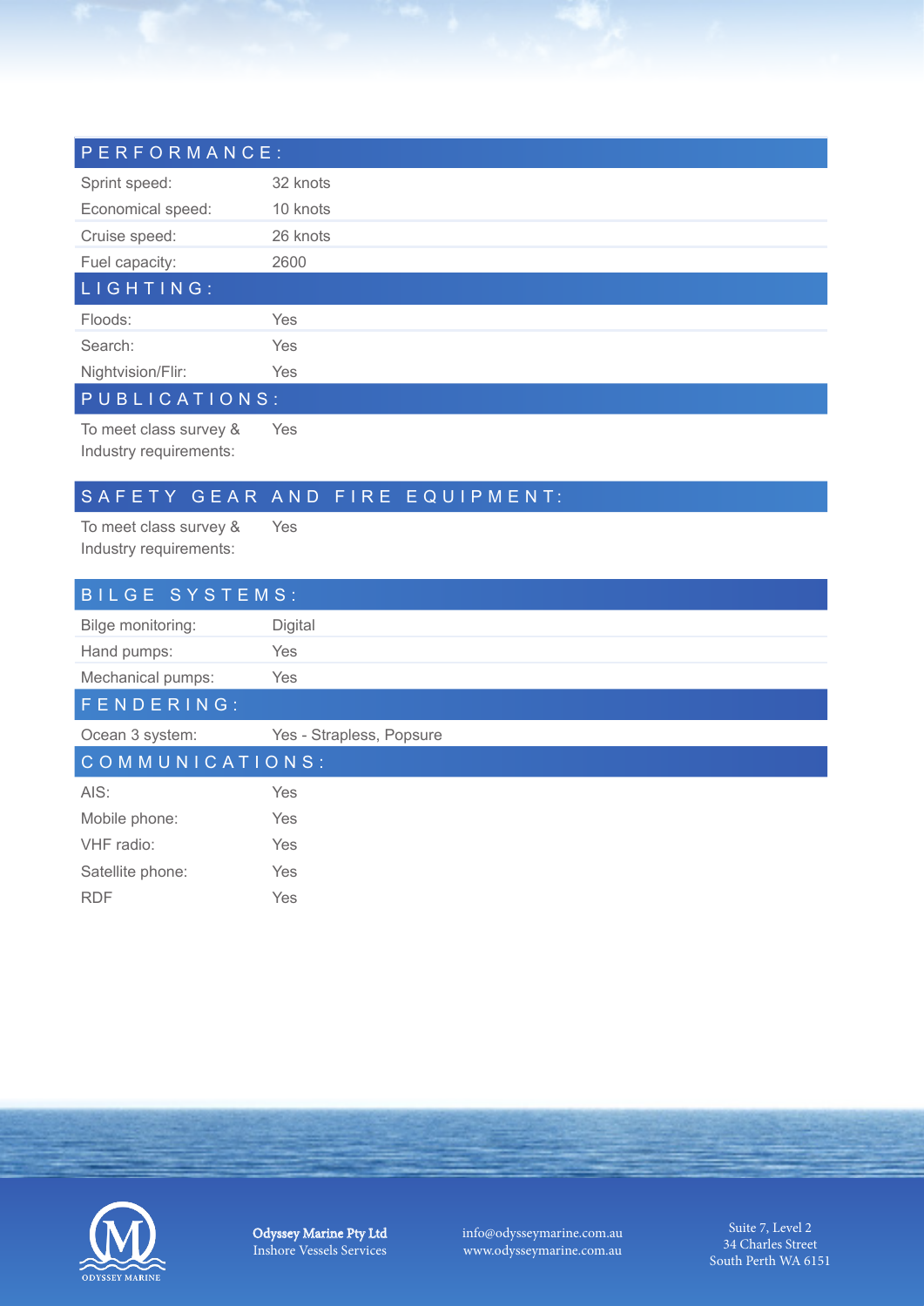## PERFORMANCE:

| | |
|---|---|
| Sprint speed: | 32 knots |
| Economical speed: | 10 knots |
| Cruise speed: | 26 knots |
| Fuel capacity: | 2600 |

## LIGHTING:

| | |
|---|---|
| Floods: | Yes |
| Search: | Yes |
| Nightvision/Flir: | Yes |

## PUBLICATIONS:

| | |
|---|---|
| To meet class survey & Industry requirements: | Yes |

## SAFETY GEAR AND FIRE EQUIPMENT:

| | |
|---|---|
| To meet class survey & Industry requirements: | Yes |

## BILGE SYSTEMS:

| | |
|---|---|
| Bilge monitoring: | Digital |
| Hand pumps: | Yes |
| Mechanical pumps: | Yes |

## FENDERING:

| | |
|---|---|
| Ocean 3 system: | Yes - Strapless, Popsure |

## COMMUNICATIONS:

| | |
|---|---|
| AIS: | Yes |
| Mobile phone: | Yes |
| VHF radio: | Yes |
| Satellite phone: | Yes |
| RDF | Yes |

ODYSSEY MARINE

**Odyssey Marine Pty Ltd**
Inshore Vessels Services

info@odysseymarine.com.au
www.odysseymarine.com.au

Suite 7, Level 2
34 Charles Street
South Perth WA 6151